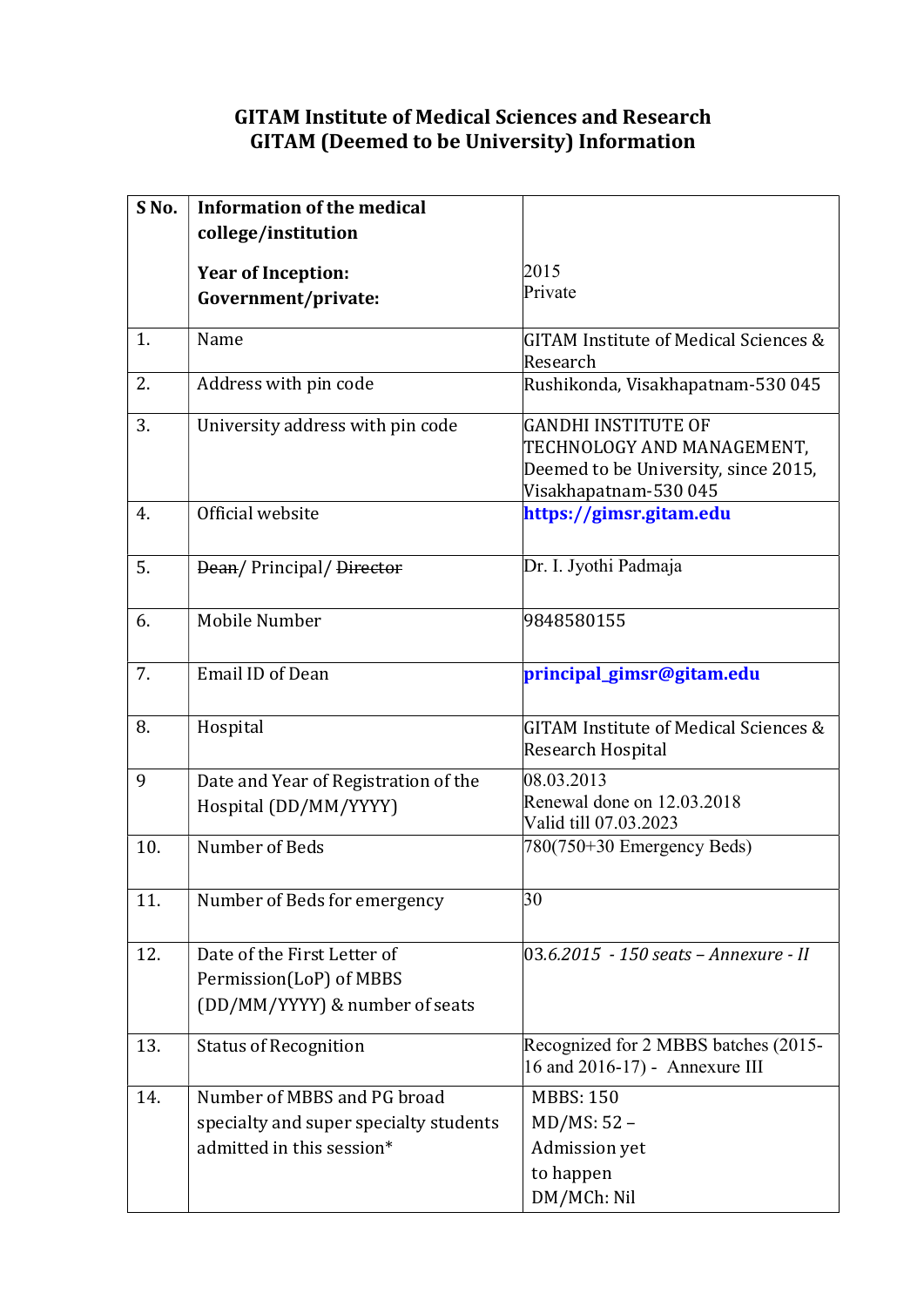# GITAM Institute of Medical Sciences and Research
# GITAM (Deemed to be University) Information

| S No. | Information of the medical college/institution<br><br>Year of Inception:<br>Government/private: | <br><br>2015<br>Private |
|---|---|---|
| 1. | Name | GITAM Institute of Medical Sciences & Research |
| 2. | Address with pin code | Rushikonda, Visakhapatnam-530 045 |
| 3. | University address with pin code | GANDHI INSTITUTE OF TECHNOLOGY AND MANAGEMENT, Deemed to be University, since 2015, Visakhapatnam-530 045 |
| 4. | Official website | **https://gimsr.gitam.edu** |
| 5. | ~~Dean~~/ Principal/ ~~Director~~ | Dr. I. Jyothi Padmaja |
| 6. | Mobile Number | 9848580155 |
| 7. | Email ID of Dean | **principal_gimsr@gitam.edu** |
| 8. | Hospital | GITAM Institute of Medical Sciences & Research Hospital |
| 9 | Date and Year of Registration of the Hospital (DD/MM/YYYY) | 08.03.2013<br>Renewal done on 12.03.2018<br>Valid till 07.03.2023 |
| 10. | Number of Beds | 780(750+30 Emergency Beds) |
| 11. | Number of Beds for emergency | 30 |
| 12. | Date of the First Letter of Permission(LoP) of MBBS (DD/MM/YYYY) & number of seats | 03*.6.2015 - 150 seats – Annexure - II* |
| 13. | Status of Recognition | Recognized for 2 MBBS batches (2015-16 and 2016-17) - Annexure III |
| 14. | Number of MBBS and PG broad specialty and super specialty students admitted in this session* | MBBS: 150<br>MD/MS: 52 – Admission yet to happen<br>DM/MCh: Nil |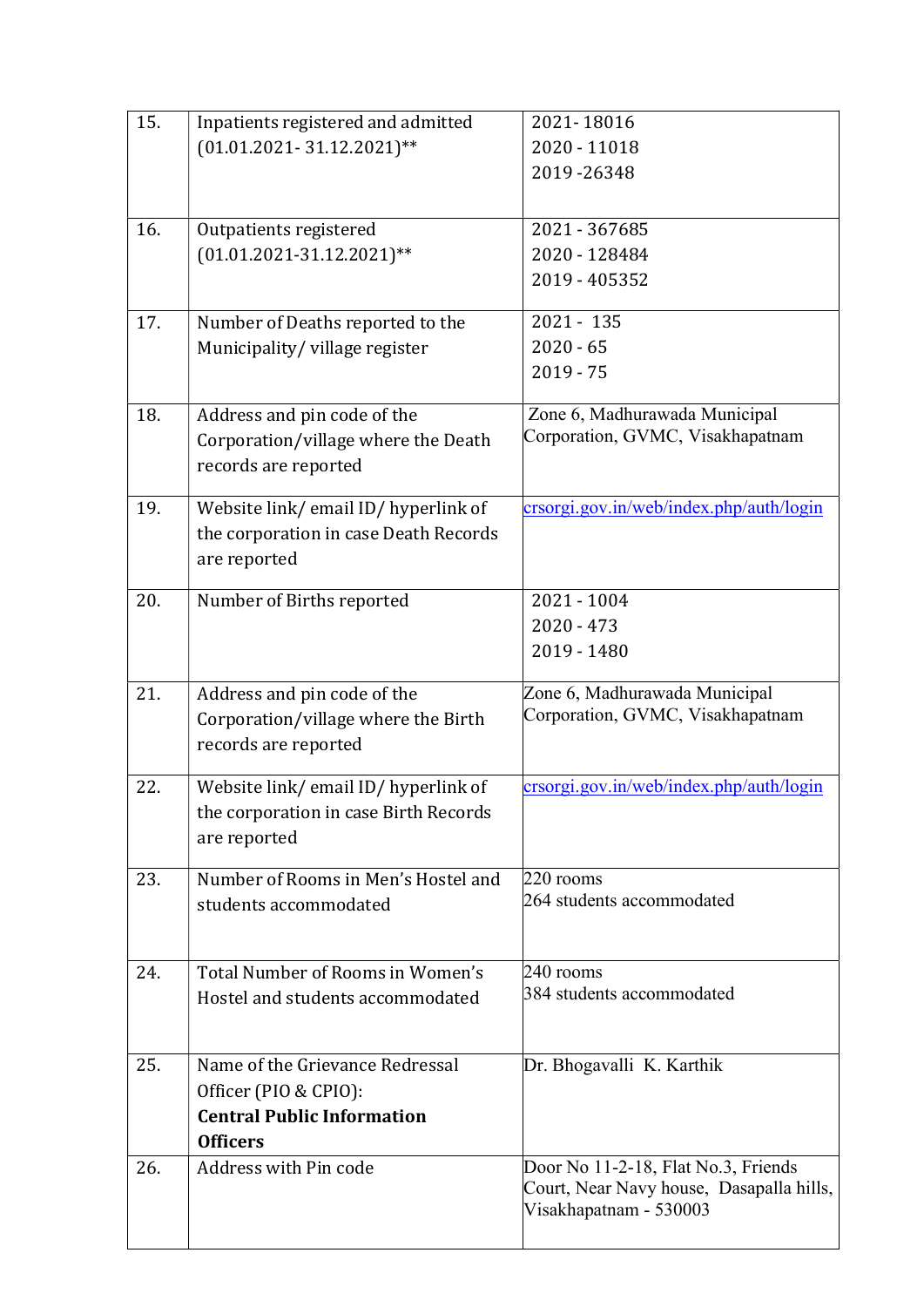| | | |
|---|---|---|
| 15. | Inpatients registered and admitted (01.01.2021- 31.12.2021)** | 2021- 18016<br>2020 - 11018<br>2019 -26348 |
| 16. | Outpatients registered (01.01.2021-31.12.2021)** | 2021 - 367685<br>2020 - 128484<br>2019 - 405352 |
| 17. | Number of Deaths reported to the Municipality/ village register | 2021 - 135<br>2020 - 65<br>2019 - 75 |
| 18. | Address and pin code of the Corporation/village where the Death records are reported | Zone 6, Madhurawada Municipal Corporation, GVMC, Visakhapatnam |
| 19. | Website link/ email ID/ hyperlink of the corporation in case Death Records are reported | crsorgi.gov.in/web/index.php/auth/login |
| 20. | Number of Births reported | 2021 - 1004<br>2020 - 473<br>2019 - 1480 |
| 21. | Address and pin code of the Corporation/village where the Birth records are reported | Zone 6, Madhurawada Municipal Corporation, GVMC, Visakhapatnam |
| 22. | Website link/ email ID/ hyperlink of the corporation in case Birth Records are reported | crsorgi.gov.in/web/index.php/auth/login |
| 23. | Number of Rooms in Men's Hostel and students accommodated | 220 rooms<br>264 students accommodated |
| 24. | Total Number of Rooms in Women's Hostel and students accommodated | 240 rooms<br>384 students accommodated |
| 25. | Name of the Grievance Redressal Officer (PIO & CPIO):<br>**Central Public Information Officers** | Dr. Bhogavalli K. Karthik |
| 26. | Address with Pin code | Door No 11-2-18, Flat No.3, Friends Court, Near Navy house, Dasapalla hills, Visakhapatnam - 530003 |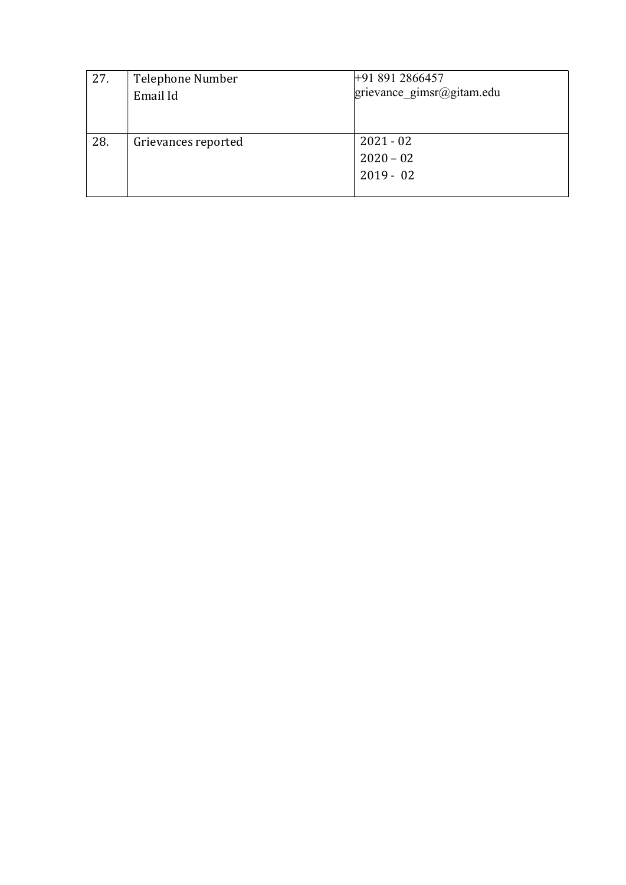| | | |
|---|---|---|
| 27. | Telephone Number<br>Email Id | +91 891 2866457<br>grievance_gimsr@gitam.edu |
| 28. | Grievances reported | 2021 - 02<br>2020 – 02<br>2019 - 02 |